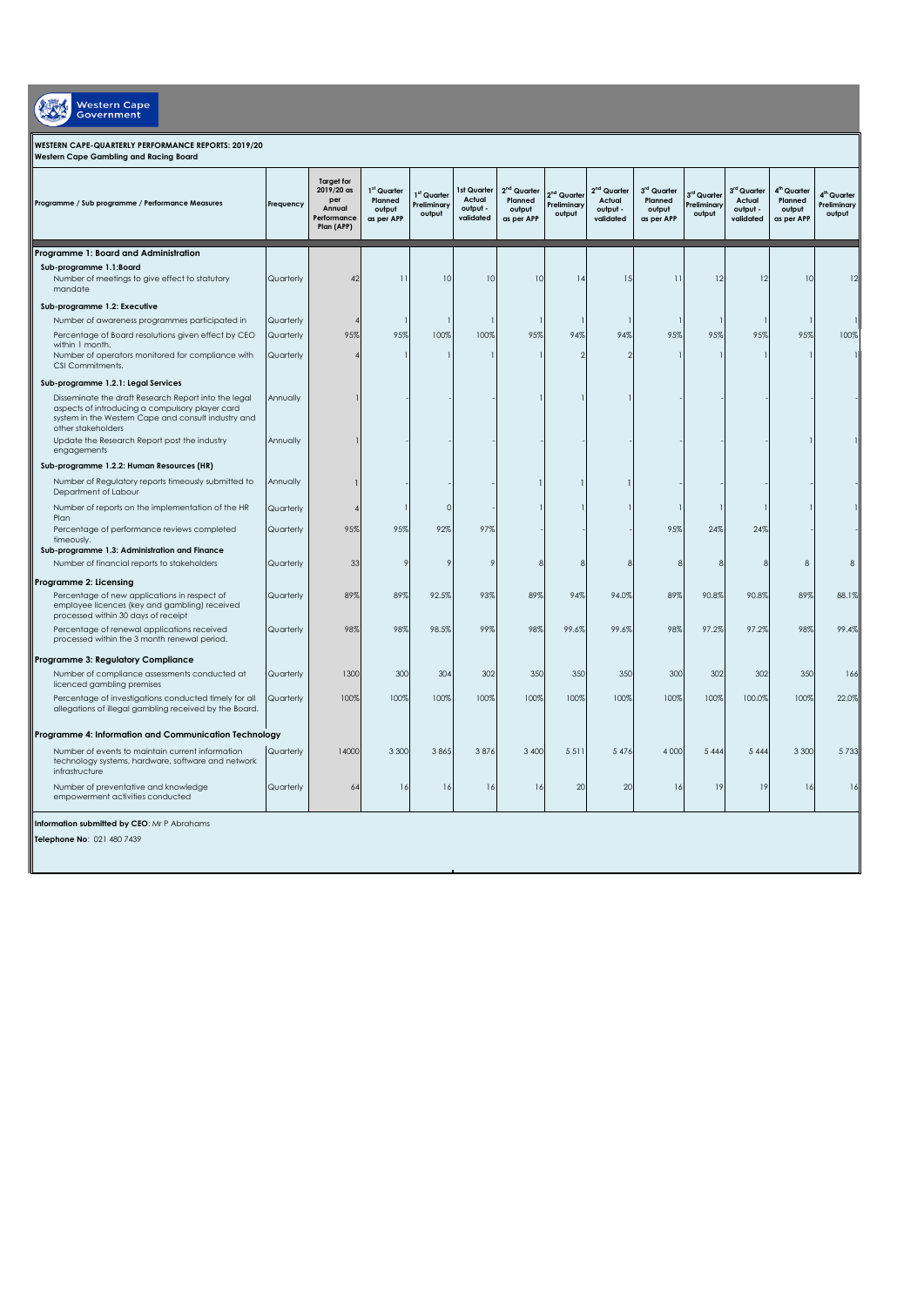Western Cape Government

**WESTERN CAPE-QUARTERLY PERFORMANCE REPORTS: 2019/20**
**Western Cape Gambling and Racing Board**

| Programme / Sub programme / Performance Measures | Frequency | Target for 2019/20 as per Annual Performance Plan (APP) | 1st Quarter Planned output as per APP | 1st Quarter Preliminary output | 1st Quarter Actual output - validated | 2nd Quarter Planned output as per APP | 2nd Quarter Preliminary output | 2nd Quarter Actual output - validated | 3rd Quarter Planned output as per APP | 3rd Quarter Preliminary output | 3rd Quarter Actual output - validated | 4th Quarter Planned output as per APP | 4th Quarter Preliminary output |
|---|---|---|---|---|---|---|---|---|---|---|---|---|---|
| **Programme 1: Board and Administration** | | | | | | | | | | | | | |
| **Sub-programme 1.1:Board** | | | | | | | | | | | | | |
| Number of meetings to give effect to statutory mandate | Quarterly | 42 | 11 | 10 | 10 | 10 | 14 | 15 | 11 | 12 | 12 | 10 | 12 |
| **Sub-programme 1.2: Executive** | | | | | | | | | | | | | |
| Number of awareness programmes participated in | Quarterly | 4 | 1 | 1 | 1 | 1 | 1 | 1 | 1 | 1 | 1 | 1 | 1 |
| Percentage of Board resolutions given effect by CEO within 1 month. | Quarterly | 95% | 95% | 100% | 100% | 95% | 94% | 94% | 95% | 95% | 95% | 95% | 100% |
| Number of operators monitored for compliance with CSI Commitments. | Quarterly | 4 | 1 | 1 | 1 | 1 | 2 | 2 | 1 | 1 | 1 | 1 | 1 |
| **Sub-programme 1.2.1: Legal Services** | | | | | | | | | | | | | |
| Disseminate the draft Research Report into the legal aspects of introducing a compulsory player card system in the Western Cape and consult industry and other stakeholders | Annually | 1 | - | - | - | 1 | 1 | 1 | - | - | - | - | - |
| Update the Research Report post the industry engagements | Annually | 1 | - | - | - | - | - | - | - | - | - | 1 | 1 |
| **Sub-programme 1.2.2: Human Resources (HR)** | | | | | | | | | | | | | |
| Number of Regulatory reports timeously submitted to Department of Labour | Annually | 1 | - | - | - | 1 | 1 | 1 | - | - | - | - | - |
| Number of reports on the implementation of the HR Plan | Quarterly | 4 | 1 | 0 | - | 1 | 1 | 1 | 1 | 1 | 1 | 1 | 1 |
| Percentage of performance reviews completed timeously. | Quarterly | 95% | 95% | 92% | 97% | - | - | - | 95% | 24% | 24% | - | - |
| **Sub-programme 1.3: Administration and Finance** | | | | | | | | | | | | | |
| Number of financial reports to stakeholders | Quarterly | 33 | 9 | 9 | 9 | 8 | 8 | 8 | 8 | 8 | 8 | 8 | 8 |
| **Programme 2: Licensing** | | | | | | | | | | | | | |
| Percentage of new applications in respect of employee licences (key and gambling) received processed within 30 days of receipt | Quarterly | 89% | 89% | 92.5% | 93% | 89% | 94% | 94.0% | 89% | 90.8% | 90.8% | 89% | 88.1% |
| Percentage of renewal applications received processed within the 3 month renewal period. | Quarterly | 98% | 98% | 98.5% | 99% | 98% | 99.6% | 99.6% | 98% | 97.2% | 97.2% | 98% | 99.4% |
| **Programme 3: Regulatory Compliance** | | | | | | | | | | | | | |
| Number of compliance assessments conducted at licenced gambling premises | Quarterly | 1300 | 300 | 304 | 302 | 350 | 350 | 350 | 300 | 302 | 302 | 350 | 166 |
| Percentage of investigations conducted timely for all allegations of illegal gambling received by the Board. | Quarterly | 100% | 100% | 100% | 100% | 100% | 100% | 100% | 100% | 100% | 100.0% | 100% | 22.0% |
| **Programme 4: Information and Communication Technology** | | | | | | | | | | | | | |
| Number of events to maintain current information technology systems, hardware, software and network infrastructure | Quarterly | 14000 | 3 300 | 3 865 | 3 876 | 3 400 | 5 511 | 5 476 | 4 000 | 5 444 | 5 444 | 3 300 | 5 733 |
| Number of preventative and knowledge empowerment activities conducted | Quarterly | 64 | 16 | 16 | 16 | 16 | 20 | 20 | 16 | 19 | 19 | 16 | 16 |

**Information submitted by CEO**: Mr P Abrahams

**Telephone No**: 021 480 7439